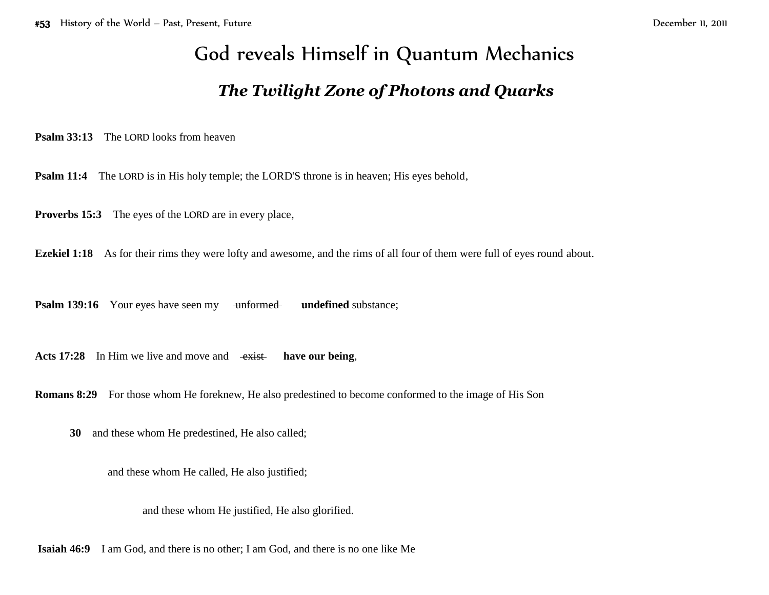# God reveals Himself in Quantum Mechanics

## *The Twilight Zone of Photons and Quarks*

**Psalm 33:13** The LORD looks from heaven

**Psalm 11:4** The LORD is in His holy temple; the LORD'S throne is in heaven; His eyes behold,

**Proverbs 15:3** The eyes of the LORD are in every place,

**Ezekiel 1:18** As for their rims they were lofty and awesome, and the rims of all four of them were full of eyes round about.

**Psalm 139:16** Your eyes have seen my ~~unformed~~ **undefined** substance;

**Acts 17:28** In Him we live and move and ~~exist~~ **have our being**,

**Romans 8:29** For those whom He foreknew, He also predestined to become conformed to the image of His Son

**30** and these whom He predestined, He also called;

and these whom He called, He also justified;

and these whom He justified, He also glorified.

**Isaiah 46:9** I am God, and there is no other; I am God, and there is no one like Me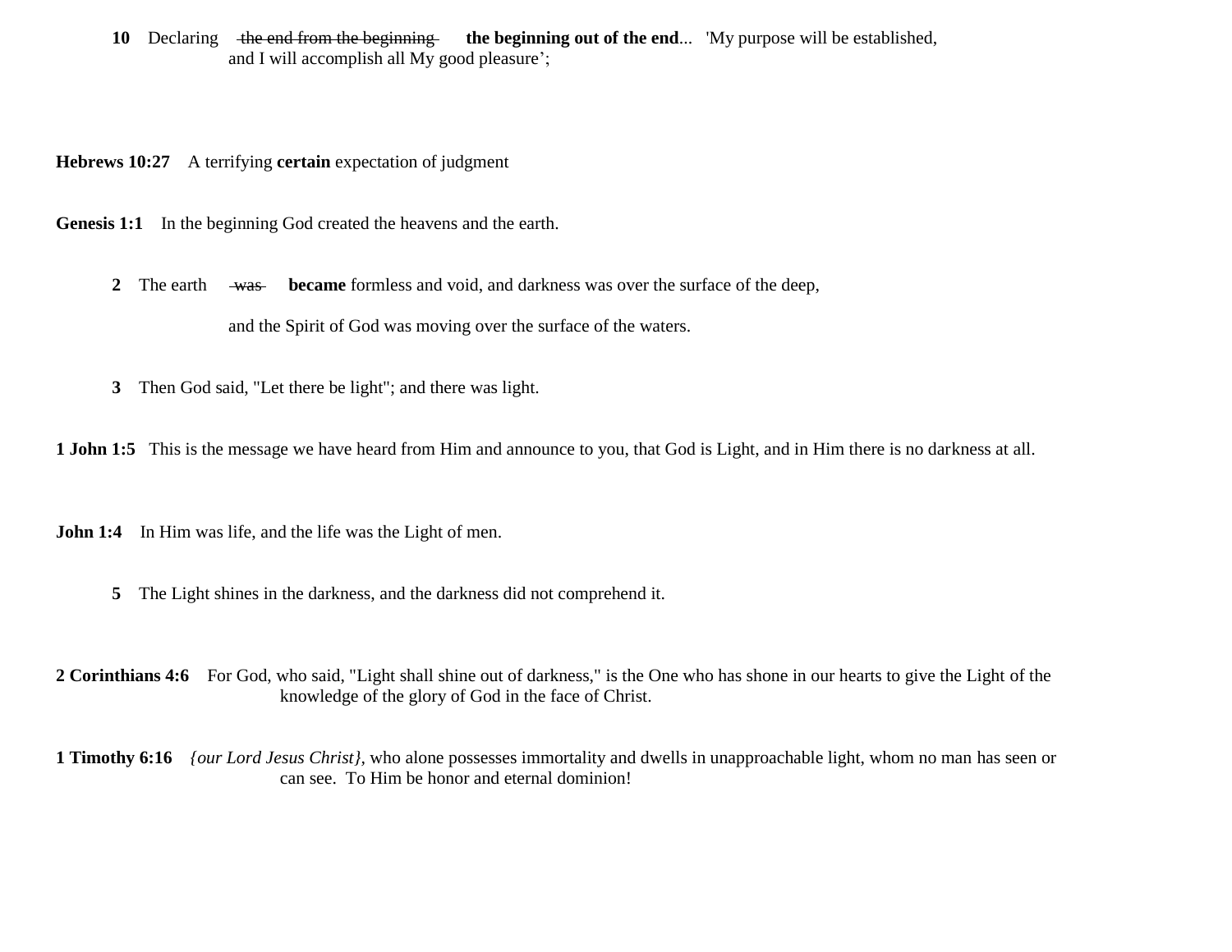**10** Declaring ~~the end from the beginning~~ **the beginning out of the end**... 'My purpose will be established,
and I will accomplish all My good pleasure';

**Hebrews 10:27** A terrifying **certain** expectation of judgment

**Genesis 1:1** In the beginning God created the heavens and the earth.

**2** The earth ~~was~~ **became** formless and void, and darkness was over the surface of the deep,

and the Spirit of God was moving over the surface of the waters.

**3** Then God said, "Let there be light"; and there was light.

**1 John 1:5** This is the message we have heard from Him and announce to you, that God is Light, and in Him there is no darkness at all.

**John 1:4** In Him was life, and the life was the Light of men.

**5** The Light shines in the darkness, and the darkness did not comprehend it.

**2 Corinthians 4:6** For God, who said, "Light shall shine out of darkness," is the One who has shone in our hearts to give the Light of the knowledge of the glory of God in the face of Christ.

**1 Timothy 6:16** *{our Lord Jesus Christ}*, who alone possesses immortality and dwells in unapproachable light, whom no man has seen or can see. To Him be honor and eternal dominion!